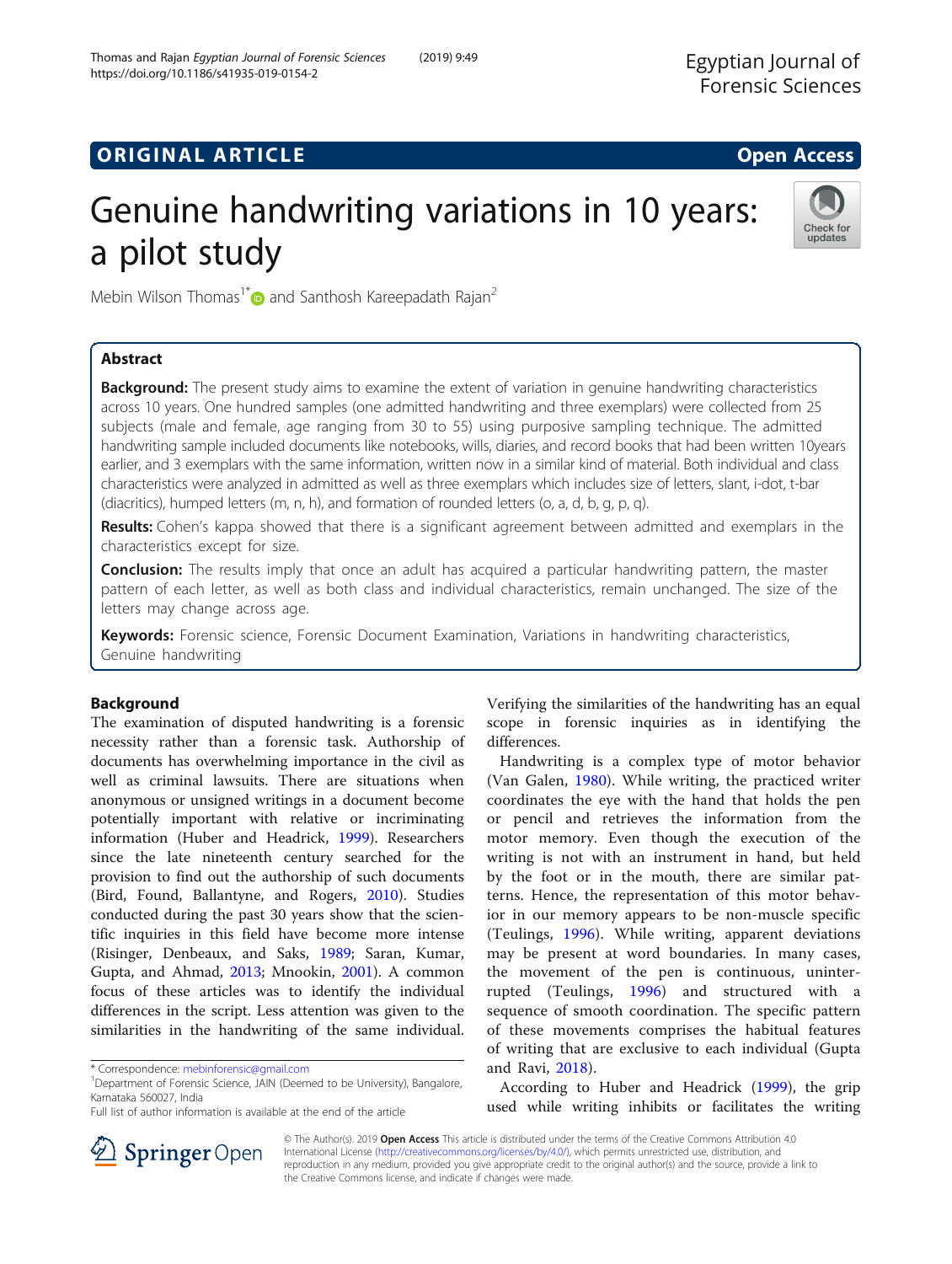ORIGINAL ARTICLE

Open Access

# Genuine handwriting variations in 10 years: a pilot study

Mebin Wilson Thomas[1*] and Santhosh Kareepadath Rajan[2]

## Abstract

**Background:** The present study aims to examine the extent of variation in genuine handwriting characteristics across 10 years. One hundred samples (one admitted handwriting and three exemplars) were collected from 25 subjects (male and female, age ranging from 30 to 55) using purposive sampling technique. The admitted handwriting sample included documents like notebooks, wills, diaries, and record books that had been written 10years earlier, and 3 exemplars with the same information, written now in a similar kind of material. Both individual and class characteristics were analyzed in admitted as well as three exemplars which includes size of letters, slant, i-dot, t-bar (diacritics), humped letters (m, n, h), and formation of rounded letters (o, a, d, b, g, p, q).

**Results:** Cohen's kappa showed that there is a significant agreement between admitted and exemplars in the characteristics except for size.

**Conclusion:** The results imply that once an adult has acquired a particular handwriting pattern, the master pattern of each letter, as well as both class and individual characteristics, remain unchanged. The size of the letters may change across age.

**Keywords:** Forensic science, Forensic Document Examination, Variations in handwriting characteristics, Genuine handwriting

## Background

The examination of disputed handwriting is a forensic necessity rather than a forensic task. Authorship of documents has overwhelming importance in the civil as well as criminal lawsuits. There are situations when anonymous or unsigned writings in a document become potentially important with relative or incriminating information (Huber and Headrick, 1999). Researchers since the late nineteenth century searched for the provision to find out the authorship of such documents (Bird, Found, Ballantyne, and Rogers, 2010). Studies conducted during the past 30 years show that the scientific inquiries in this field have become more intense (Risinger, Denbeaux, and Saks, 1989; Saran, Kumar, Gupta, and Ahmad, 2013; Mnookin, 2001). A common focus of these articles was to identify the individual differences in the script. Less attention was given to the similarities in the handwriting of the same individual. Verifying the similarities of the handwriting has an equal scope in forensic inquiries as in identifying the differences.

Handwriting is a complex type of motor behavior (Van Galen, 1980). While writing, the practiced writer coordinates the eye with the hand that holds the pen or pencil and retrieves the information from the motor memory. Even though the execution of the writing is not with an instrument in hand, but held by the foot or in the mouth, there are similar patterns. Hence, the representation of this motor behavior in our memory appears to be non-muscle specific (Teulings, 1996). While writing, apparent deviations may be present at word boundaries. In many cases, the movement of the pen is continuous, uninterrupted (Teulings, 1996) and structured with a sequence of smooth coordination. The specific pattern of these movements comprises the habitual features of writing that are exclusive to each individual (Gupta and Ravi, 2018).

According to Huber and Headrick (1999), the grip used while writing inhibits or facilitates the writing

\* Correspondence: mebinforensic@gmail.com
[1]Department of Forensic Science, JAIN (Deemed to be University), Bangalore, Karnataka 560027, India
Full list of author information is available at the end of the article

© The Author(s). 2019 **Open Access** This article is distributed under the terms of the Creative Commons Attribution 4.0 International License (http://creativecommons.org/licenses/by/4.0/), which permits unrestricted use, distribution, and reproduction in any medium, provided you give appropriate credit to the original author(s) and the source, provide a link to the Creative Commons license, and indicate if changes were made.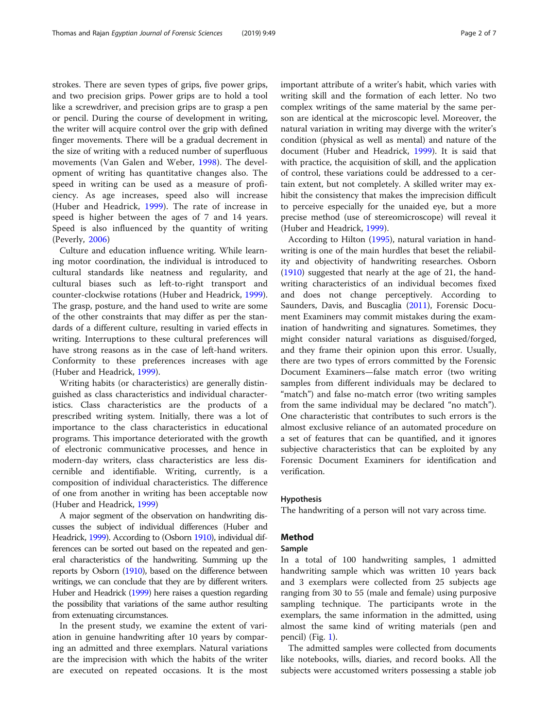strokes. There are seven types of grips, five power grips, and two precision grips. Power grips are to hold a tool like a screwdriver, and precision grips are to grasp a pen or pencil. During the course of development in writing, the writer will acquire control over the grip with defined finger movements. There will be a gradual decrement in the size of writing with a reduced number of superfluous movements (Van Galen and Weber, 1998). The development of writing has quantitative changes also. The speed in writing can be used as a measure of proficiency. As age increases, speed also will increase (Huber and Headrick, 1999). The rate of increase in speed is higher between the ages of 7 and 14 years. Speed is also influenced by the quantity of writing (Peverly, 2006)

Culture and education influence writing. While learning motor coordination, the individual is introduced to cultural standards like neatness and regularity, and cultural biases such as left-to-right transport and counter-clockwise rotations (Huber and Headrick, 1999). The grasp, posture, and the hand used to write are some of the other constraints that may differ as per the standards of a different culture, resulting in varied effects in writing. Interruptions to these cultural preferences will have strong reasons as in the case of left-hand writers. Conformity to these preferences increases with age (Huber and Headrick, 1999).

Writing habits (or characteristics) are generally distinguished as class characteristics and individual characteristics. Class characteristics are the products of a prescribed writing system. Initially, there was a lot of importance to the class characteristics in educational programs. This importance deteriorated with the growth of electronic communicative processes, and hence in modern-day writers, class characteristics are less discernible and identifiable. Writing, currently, is a composition of individual characteristics. The difference of one from another in writing has been acceptable now (Huber and Headrick, 1999)

A major segment of the observation on handwriting discusses the subject of individual differences (Huber and Headrick, 1999). According to (Osborn 1910), individual differences can be sorted out based on the repeated and general characteristics of the handwriting. Summing up the reports by Osborn (1910), based on the difference between writings, we can conclude that they are by different writers. Huber and Headrick (1999) here raises a question regarding the possibility that variations of the same author resulting from extenuating circumstances.

In the present study, we examine the extent of variation in genuine handwriting after 10 years by comparing an admitted and three exemplars. Natural variations are the imprecision with which the habits of the writer are executed on repeated occasions. It is the most important attribute of a writer's habit, which varies with writing skill and the formation of each letter. No two complex writings of the same material by the same person are identical at the microscopic level. Moreover, the natural variation in writing may diverge with the writer's condition (physical as well as mental) and nature of the document (Huber and Headrick, 1999). It is said that with practice, the acquisition of skill, and the application of control, these variations could be addressed to a certain extent, but not completely. A skilled writer may exhibit the consistency that makes the imprecision difficult to perceive especially for the unaided eye, but a more precise method (use of stereomicroscope) will reveal it (Huber and Headrick, 1999).

According to Hilton (1995), natural variation in handwriting is one of the main hurdles that beset the reliability and objectivity of handwriting researches. Osborn (1910) suggested that nearly at the age of 21, the handwriting characteristics of an individual becomes fixed and does not change perceptively. According to Saunders, Davis, and Buscaglia (2011), Forensic Document Examiners may commit mistakes during the examination of handwriting and signatures. Sometimes, they might consider natural variations as disguised/forged, and they frame their opinion upon this error. Usually, there are two types of errors committed by the Forensic Document Examiners—false match error (two writing samples from different individuals may be declared to "match") and false no-match error (two writing samples from the same individual may be declared "no match"). One characteristic that contributes to such errors is the almost exclusive reliance of an automated procedure on a set of features that can be quantified, and it ignores subjective characteristics that can be exploited by any Forensic Document Examiners for identification and verification.

### Hypothesis

The handwriting of a person will not vary across time.

## Method

### Sample

In a total of 100 handwriting samples, 1 admitted handwriting sample which was written 10 years back and 3 exemplars were collected from 25 subjects age ranging from 30 to 55 (male and female) using purposive sampling technique. The participants wrote in the exemplars, the same information in the admitted, using almost the same kind of writing materials (pen and pencil) (Fig. 1).

The admitted samples were collected from documents like notebooks, wills, diaries, and record books. All the subjects were accustomed writers possessing a stable job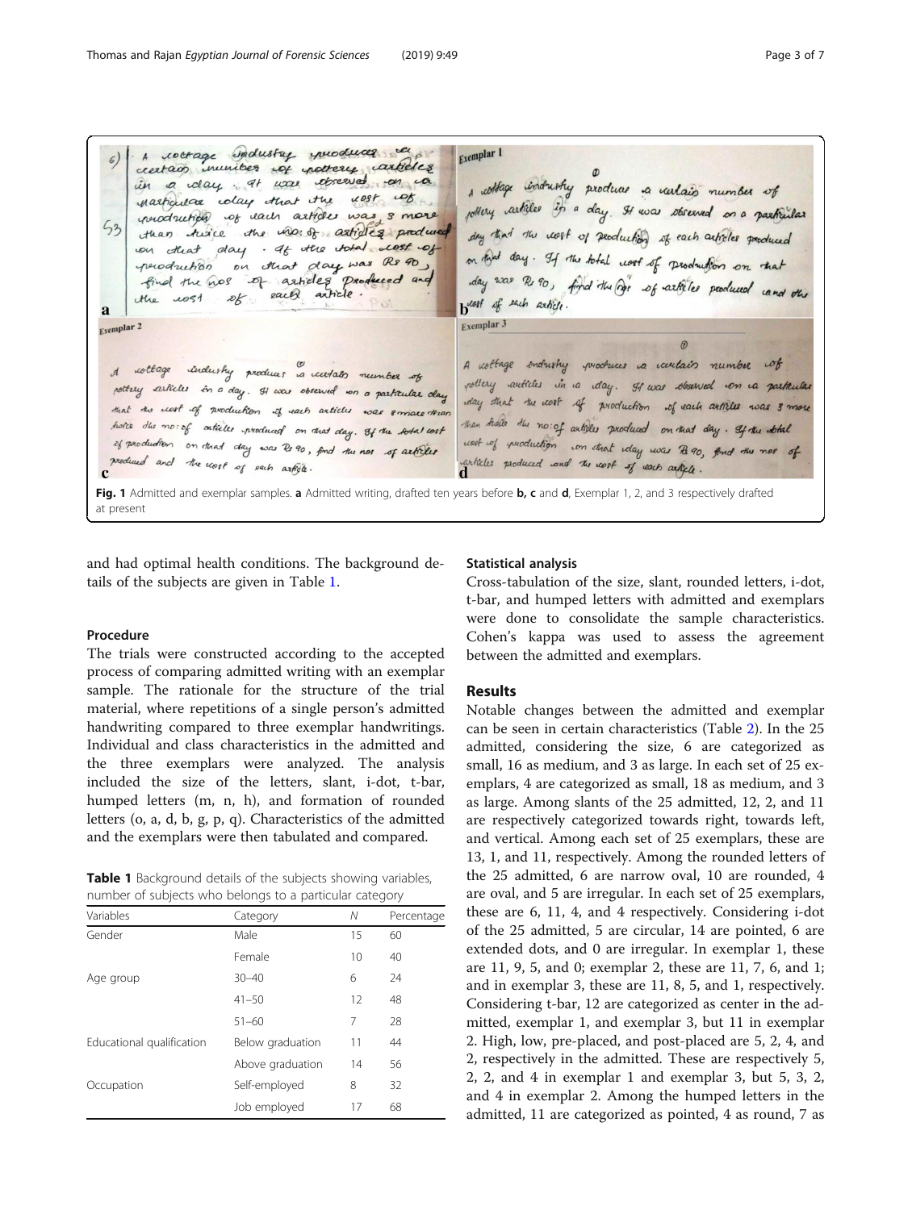Fig. 1 Admitted and exemplar samples. **a** Admitted writing, drafted ten years before **b, c** and **d**, Exemplar 1, 2, and 3 respectively drafted at present

and had optimal health conditions. The background details of the subjects are given in Table 1.

### Procedure

The trials were constructed according to the accepted process of comparing admitted writing with an exemplar sample. The rationale for the structure of the trial material, where repetitions of a single person's admitted handwriting compared to three exemplar handwritings. Individual and class characteristics in the admitted and the three exemplars were analyzed. The analysis included the size of the letters, slant, i-dot, t-bar, humped letters (m, n, h), and formation of rounded letters (o, a, d, b, g, p, q). Characteristics of the admitted and the exemplars were then tabulated and compared.

**Table 1** Background details of the subjects showing variables, number of subjects who belongs to a particular category

| Variables | Category | N | Percentage |
|---|---|---|---|
| Gender | Male | 15 | 60 |
| | Female | 10 | 40 |
| Age group | 30–40 | 6 | 24 |
| | 41–50 | 12 | 48 |
| | 51–60 | 7 | 28 |
| Educational qualification | Below graduation | 11 | 44 |
| | Above graduation | 14 | 56 |
| Occupation | Self-employed | 8 | 32 |
| | Job employed | 17 | 68 |

### Statistical analysis

Cross-tabulation of the size, slant, rounded letters, i-dot, t-bar, and humped letters with admitted and exemplars were done to consolidate the sample characteristics. Cohen's kappa was used to assess the agreement between the admitted and exemplars.

## Results

Notable changes between the admitted and exemplar can be seen in certain characteristics (Table 2). In the 25 admitted, considering the size, 6 are categorized as small, 16 as medium, and 3 as large. In each set of 25 exemplars, 4 are categorized as small, 18 as medium, and 3 as large. Among slants of the 25 admitted, 12, 2, and 11 are respectively categorized towards right, towards left, and vertical. Among each set of 25 exemplars, these are 13, 1, and 11, respectively. Among the rounded letters of the 25 admitted, 6 are narrow oval, 10 are rounded, 4 are oval, and 5 are irregular. In each set of 25 exemplars, these are 6, 11, 4, and 4 respectively. Considering i-dot of the 25 admitted, 5 are circular, 14 are pointed, 6 are extended dots, and 0 are irregular. In exemplar 1, these are 11, 9, 5, and 0; exemplar 2, these are 11, 7, 6, and 1; and in exemplar 3, these are 11, 8, 5, and 1, respectively. Considering t-bar, 12 are categorized as center in the admitted, exemplar 1, and exemplar 3, but 11 in exemplar 2. High, low, pre-placed, and post-placed are 5, 2, 4, and 2, respectively in the admitted. These are respectively 5, 2, 2, and 4 in exemplar 1 and exemplar 3, but 5, 3, 2, and 4 in exemplar 2. Among the humped letters in the admitted, 11 are categorized as pointed, 4 as round, 7 as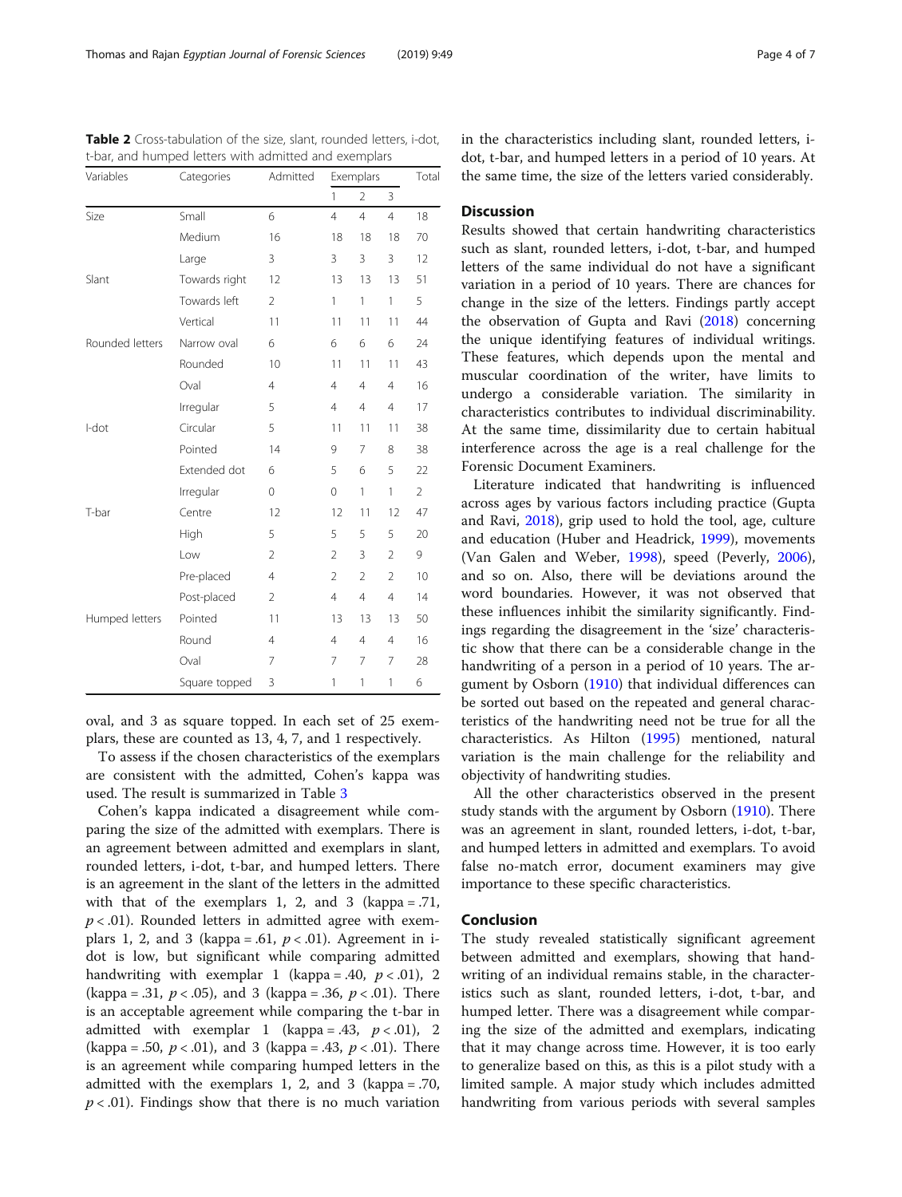**Table 2** Cross-tabulation of the size, slant, rounded letters, i-dot, t-bar, and humped letters with admitted and exemplars

| Variables | Categories | Admitted | Exemplars | | | Total |
|---|---|---|---|---|---|---|
| | | | 1 | 2 | 3 | |
| Size | Small | 6 | 4 | 4 | 4 | 18 |
| | Medium | 16 | 18 | 18 | 18 | 70 |
| | Large | 3 | 3 | 3 | 3 | 12 |
| Slant | Towards right | 12 | 13 | 13 | 13 | 51 |
| | Towards left | 2 | 1 | 1 | 1 | 5 |
| | Vertical | 11 | 11 | 11 | 11 | 44 |
| Rounded letters | Narrow oval | 6 | 6 | 6 | 6 | 24 |
| | Rounded | 10 | 11 | 11 | 11 | 43 |
| | Oval | 4 | 4 | 4 | 4 | 16 |
| | Irregular | 5 | 4 | 4 | 4 | 17 |
| I-dot | Circular | 5 | 11 | 11 | 11 | 38 |
| | Pointed | 14 | 9 | 7 | 8 | 38 |
| | Extended dot | 6 | 5 | 6 | 5 | 22 |
| | Irregular | 0 | 0 | 1 | 1 | 2 |
| T-bar | Centre | 12 | 12 | 11 | 12 | 47 |
| | High | 5 | 5 | 5 | 5 | 20 |
| | Low | 2 | 2 | 3 | 2 | 9 |
| | Pre-placed | 4 | 2 | 2 | 2 | 10 |
| | Post-placed | 2 | 4 | 4 | 4 | 14 |
| Humped letters | Pointed | 11 | 13 | 13 | 13 | 50 |
| | Round | 4 | 4 | 4 | 4 | 16 |
| | Oval | 7 | 7 | 7 | 7 | 28 |
| | Square topped | 3 | 1 | 1 | 1 | 6 |

oval, and 3 as square topped. In each set of 25 exemplars, these are counted as 13, 4, 7, and 1 respectively.

To assess if the chosen characteristics of the exemplars are consistent with the admitted, Cohen's kappa was used. The result is summarized in Table 3

Cohen's kappa indicated a disagreement while comparing the size of the admitted with exemplars. There is an agreement between admitted and exemplars in slant, rounded letters, i-dot, t-bar, and humped letters. There is an agreement in the slant of the letters in the admitted with that of the exemplars 1, 2, and 3 (kappa = .71, $p < .01$). Rounded letters in admitted agree with exemplars 1, 2, and 3 (kappa = .61, $p < .01$). Agreement in i-dot is low, but significant while comparing admitted handwriting with exemplar 1 (kappa = .40, $p < .01$), 2 (kappa = .31, $p < .05$), and 3 (kappa = .36, $p < .01$). There is an acceptable agreement while comparing the t-bar in admitted with exemplar 1 (kappa = .43, $p < .01$), 2 (kappa = .50, $p < .01$), and 3 (kappa = .43, $p < .01$). There is an agreement while comparing humped letters in the admitted with the exemplars 1, 2, and 3 (kappa = .70, $p < .01$). Findings show that there is no much variation in the characteristics including slant, rounded letters, i-dot, t-bar, and humped letters in a period of 10 years. At the same time, the size of the letters varied considerably.

## Discussion

Results showed that certain handwriting characteristics such as slant, rounded letters, i-dot, t-bar, and humped letters of the same individual do not have a significant variation in a period of 10 years. There are chances for change in the size of the letters. Findings partly accept the observation of Gupta and Ravi (2018) concerning the unique identifying features of individual writings. These features, which depends upon the mental and muscular coordination of the writer, have limits to undergo a considerable variation. The similarity in characteristics contributes to individual discriminability. At the same time, dissimilarity due to certain habitual interference across the age is a real challenge for the Forensic Document Examiners.

Literature indicated that handwriting is influenced across ages by various factors including practice (Gupta and Ravi, 2018), grip used to hold the tool, age, culture and education (Huber and Headrick, 1999), movements (Van Galen and Weber, 1998), speed (Peverly, 2006), and so on. Also, there will be deviations around the word boundaries. However, it was not observed that these influences inhibit the similarity significantly. Findings regarding the disagreement in the 'size' characteristic show that there can be a considerable change in the handwriting of a person in a period of 10 years. The argument by Osborn (1910) that individual differences can be sorted out based on the repeated and general characteristics of the handwriting need not be true for all the characteristics. As Hilton (1995) mentioned, natural variation is the main challenge for the reliability and objectivity of handwriting studies.

All the other characteristics observed in the present study stands with the argument by Osborn (1910). There was an agreement in slant, rounded letters, i-dot, t-bar, and humped letters in admitted and exemplars. To avoid false no-match error, document examiners may give importance to these specific characteristics.

## Conclusion

The study revealed statistically significant agreement between admitted and exemplars, showing that handwriting of an individual remains stable, in the characteristics such as slant, rounded letters, i-dot, t-bar, and humped letter. There was a disagreement while comparing the size of the admitted and exemplars, indicating that it may change across time. However, it is too early to generalize based on this, as this is a pilot study with a limited sample. A major study which includes admitted handwriting from various periods with several samples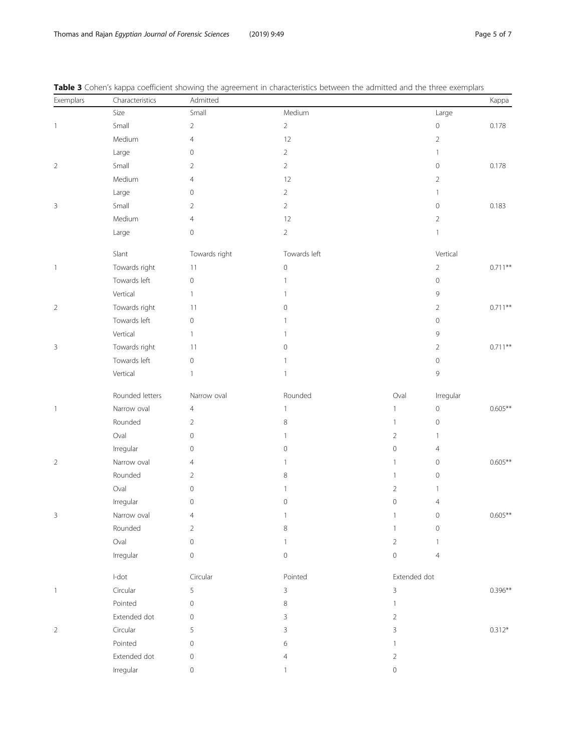**Table 3** Cohen's kappa coefficient showing the agreement in characteristics between the admitted and the three exemplars

| Exemplars | Characteristics | Admitted | | | | Kappa |
|---|---|---|---|---|---|---|
| | Size | Small | Medium | | Large | |
| 1 | Small | 2 | 2 | | 0 | 0.178 |
| | Medium | 4 | 12 | | 2 | |
| | Large | 0 | 2 | | 1 | |
| 2 | Small | 2 | 2 | | 0 | 0.178 |
| | Medium | 4 | 12 | | 2 | |
| | Large | 0 | 2 | | 1 | |
| 3 | Small | 2 | 2 | | 0 | 0.183 |
| | Medium | 4 | 12 | | 2 | |
| | Large | 0 | 2 | | 1 | |
| | Slant | Towards right | Towards left | | Vertical | |
| 1 | Towards right | 11 | 0 | | 2 | 0.711** |
| | Towards left | 0 | 1 | | 0 | |
| | Vertical | 1 | 1 | | 9 | |
| 2 | Towards right | 11 | 0 | | 2 | 0.711** |
| | Towards left | 0 | 1 | | 0 | |
| | Vertical | 1 | 1 | | 9 | |
| 3 | Towards right | 11 | 0 | | 2 | 0.711** |
| | Towards left | 0 | 1 | | 0 | |
| | Vertical | 1 | 1 | | 9 | |
| | Rounded letters | Narrow oval | Rounded | Oval | Irregular | |
| 1 | Narrow oval | 4 | 1 | 1 | 0 | 0.605** |
| | Rounded | 2 | 8 | 1 | 0 | |
| | Oval | 0 | 1 | 2 | 1 | |
| | Irregular | 0 | 0 | 0 | 4 | |
| 2 | Narrow oval | 4 | 1 | 1 | 0 | 0.605** |
| | Rounded | 2 | 8 | 1 | 0 | |
| | Oval | 0 | 1 | 2 | 1 | |
| | Irregular | 0 | 0 | 0 | 4 | |
| 3 | Narrow oval | 4 | 1 | 1 | 0 | 0.605** |
| | Rounded | 2 | 8 | 1 | 0 | |
| | Oval | 0 | 1 | 2 | 1 | |
| | Irregular | 0 | 0 | 0 | 4 | |
| | I-dot | Circular | Pointed | Extended dot | | |
| 1 | Circular | 5 | 3 | 3 | | 0.396** |
| | Pointed | 0 | 8 | 1 | | |
| | Extended dot | 0 | 3 | 2 | | |
| 2 | Circular | 5 | 3 | 3 | | 0.312* |
| | Pointed | 0 | 6 | 1 | | |
| | Extended dot | 0 | 4 | 2 | | |
| | Irregular | 0 | 1 | 0 | | |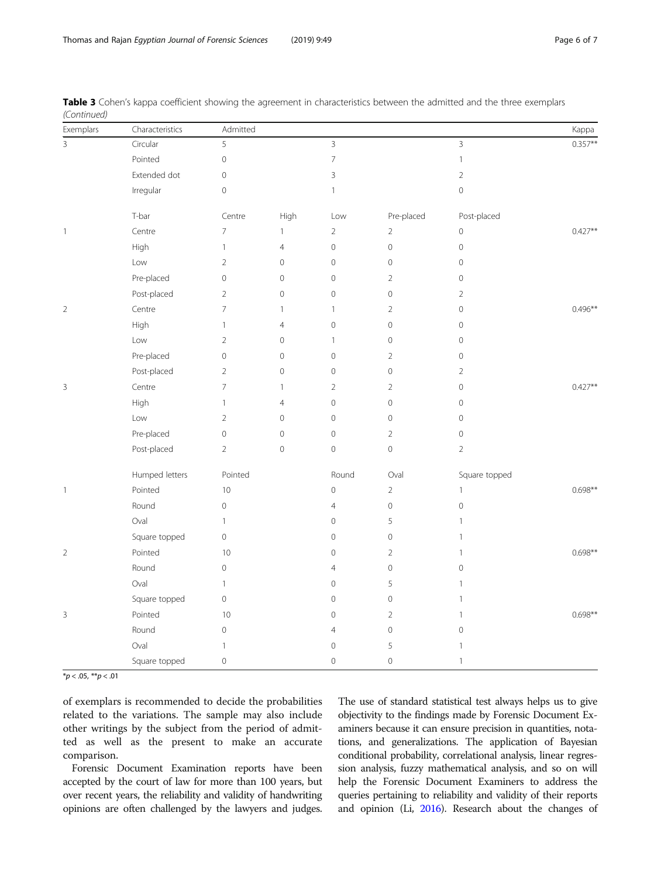**Table 3** Cohen's kappa coefficient showing the agreement in characteristics between the admitted and the three exemplars *(Continued)*

| Exemplars | Characteristics | Admitted | | | | | Kappa |
|---|---|---|---|---|---|---|---|
| 3 | Circular | 5 | | 3 | | 3 | 0.357** |
| | Pointed | 0 | | 7 | | 1 | |
| | Extended dot | 0 | | 3 | | 2 | |
| | Irregular | 0 | | 1 | | 0 | |
| | T-bar | Centre | High | Low | Pre-placed | Post-placed | |
| 1 | Centre | 7 | 1 | 2 | 2 | 0 | 0.427** |
| | High | 1 | 4 | 0 | 0 | 0 | |
| | Low | 2 | 0 | 0 | 0 | 0 | |
| | Pre-placed | 0 | 0 | 0 | 2 | 0 | |
| | Post-placed | 2 | 0 | 0 | 0 | 2 | |
| 2 | Centre | 7 | 1 | 1 | 2 | 0 | 0.496** |
| | High | 1 | 4 | 0 | 0 | 0 | |
| | Low | 2 | 0 | 1 | 0 | 0 | |
| | Pre-placed | 0 | 0 | 0 | 2 | 0 | |
| | Post-placed | 2 | 0 | 0 | 0 | 2 | |
| 3 | Centre | 7 | 1 | 2 | 2 | 0 | 0.427** |
| | High | 1 | 4 | 0 | 0 | 0 | |
| | Low | 2 | 0 | 0 | 0 | 0 | |
| | Pre-placed | 0 | 0 | 0 | 2 | 0 | |
| | Post-placed | 2 | 0 | 0 | 0 | 2 | |
| | Humped letters | Pointed | | Round | Oval | Square topped | |
| 1 | Pointed | 10 | | 0 | 2 | 1 | 0.698** |
| | Round | 0 | | 4 | 0 | 0 | |
| | Oval | 1 | | 0 | 5 | 1 | |
| | Square topped | 0 | | 0 | 0 | 1 | |
| 2 | Pointed | 10 | | 0 | 2 | 1 | 0.698** |
| | Round | 0 | | 4 | 0 | 0 | |
| | Oval | 1 | | 0 | 5 | 1 | |
| | Square topped | 0 | | 0 | 0 | 1 | |
| 3 | Pointed | 10 | | 0 | 2 | 1 | 0.698** |
| | Round | 0 | | 4 | 0 | 0 | |
| | Oval | 1 | | 0 | 5 | 1 | |
| | Square topped | 0 | | 0 | 0 | 1 | |

*$p < .05$, **$p < .01$

of exemplars is recommended to decide the probabilities related to the variations. The sample may also include other writings by the subject from the period of admitted as well as the present to make an accurate comparison.

Forensic Document Examination reports have been accepted by the court of law for more than 100 years, but over recent years, the reliability and validity of handwriting opinions are often challenged by the lawyers and judges. The use of standard statistical test always helps us to give objectivity to the findings made by Forensic Document Examiners because it can ensure precision in quantities, notations, and generalizations. The application of Bayesian conditional probability, correlational analysis, linear regression analysis, fuzzy mathematical analysis, and so on will help the Forensic Document Examiners to address the queries pertaining to reliability and validity of their reports and opinion (Li, 2016). Research about the changes of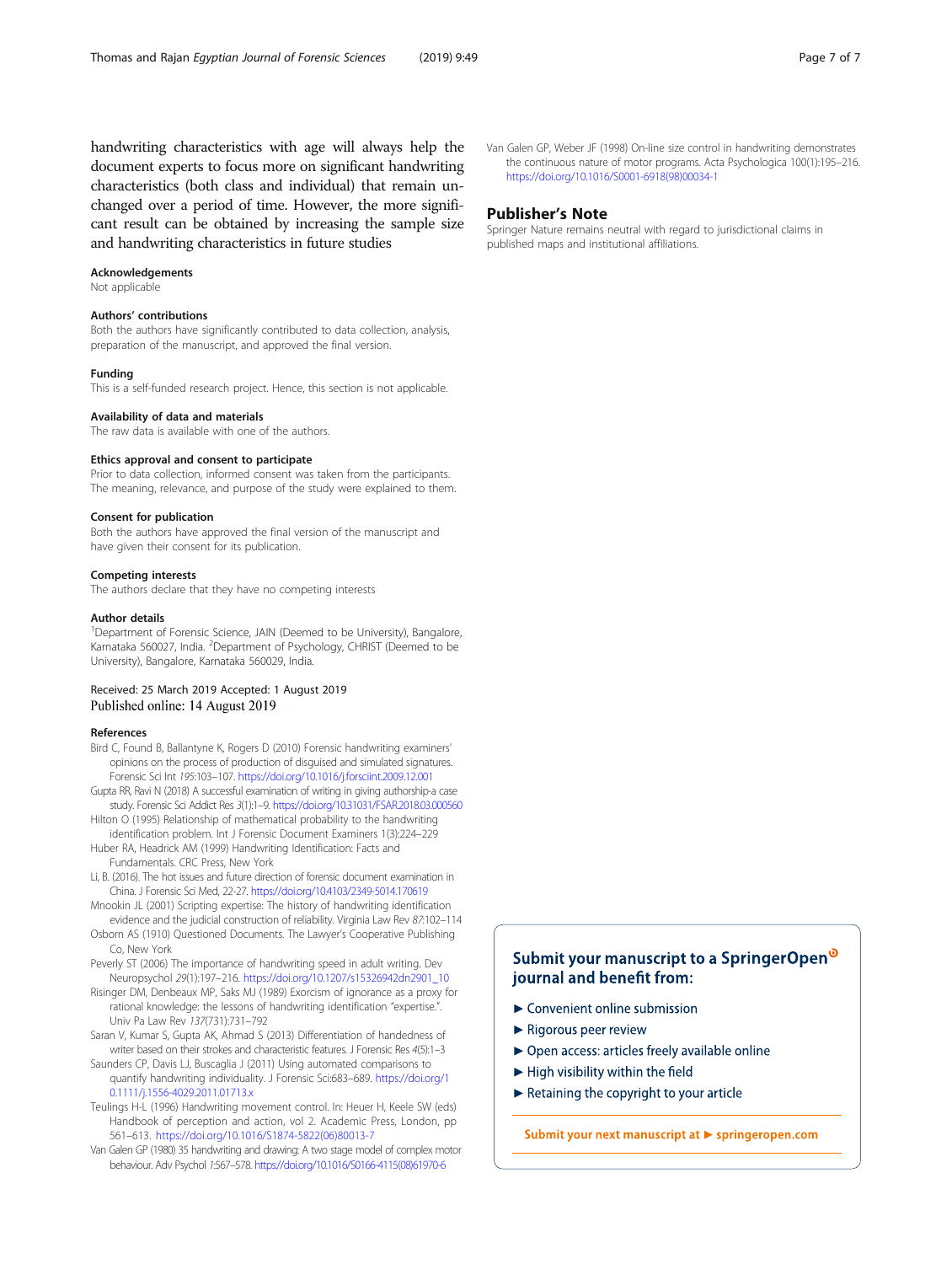handwriting characteristics with age will always help the document experts to focus more on significant handwriting characteristics (both class and individual) that remain unchanged over a period of time. However, the more significant result can be obtained by increasing the sample size and handwriting characteristics in future studies

### Acknowledgements
Not applicable

### Authors' contributions
Both the authors have significantly contributed to data collection, analysis, preparation of the manuscript, and approved the final version.

### Funding
This is a self-funded research project. Hence, this section is not applicable.

### Availability of data and materials
The raw data is available with one of the authors.

### Ethics approval and consent to participate
Prior to data collection, informed consent was taken from the participants. The meaning, relevance, and purpose of the study were explained to them.

### Consent for publication
Both the authors have approved the final version of the manuscript and have given their consent for its publication.

### Competing interests
The authors declare that they have no competing interests

### Author details
[1]Department of Forensic Science, JAIN (Deemed to be University), Bangalore, Karnataka 560027, India. [2]Department of Psychology, CHRIST (Deemed to be University), Bangalore, Karnataka 560029, India.

Received: 25 March 2019 Accepted: 1 August 2019
Published online: 14 August 2019

### References
Bird C, Found B, Ballantyne K, Rogers D (2010) Forensic handwriting examiners' opinions on the process of production of disguised and simulated signatures. Forensic Sci Int *195*:103–107. https://doi.org/10.1016/j.forsciint.2009.12.001

Gupta RR, Ravi N (2018) A successful examination of writing in giving authorship-a case study. Forensic Sci Addict Res *3*(1):1–9. https://doi.org/10.31031/FSAR.2018.03.000560

Hilton O (1995) Relationship of mathematical probability to the handwriting identification problem. Int J Forensic Document Examiners 1(3):224–229

Huber RA, Headrick AM (1999) Handwriting Identification: Facts and Fundamentals. CRC Press, New York

Li, B. (2016). The hot issues and future direction of forensic document examination in China. J Forensic Sci Med, 22-27. https://doi.org/10.4103/2349-5014.170619

Mnookin JL (2001) Scripting expertise: The history of handwriting identification evidence and the judicial construction of reliability. Virginia Law Rev *87*:102–114

Osborn AS (1910) Questioned Documents. The Lawyer's Cooperative Publishing Co, New York

Peverly ST (2006) The importance of handwriting speed in adult writing. Dev Neuropsychol *29*(1):197–216. https://doi.org/10.1207/s15326942dn2901_10

Risinger DM, Denbeaux MP, Saks MJ (1989) Exorcism of ignorance as a proxy for rational knowledge: the lessons of handwriting identification "expertise.". Univ Pa Law Rev *137*(731):731–792

Saran V, Kumar S, Gupta AK, Ahmad S (2013) Differentiation of handedness of writer based on their strokes and characteristic features. J Forensic Res *4*(5):1–3

Saunders CP, Davis LJ, Buscaglia J (2011) Using automated comparisons to quantify handwriting individuality. J Forensic Sci:683–689. https://doi.org/10.1111/j.1556-4029.2011.01713.x

Teulings H-L (1996) Handwriting movement control. In: Heuer H, Keele SW (eds) Handbook of perception and action, vol 2. Academic Press, London, pp 561–613. https://doi.org/10.1016/S1874-5822(06)80013-7

Van Galen GP (1980) 35 handwriting and drawing: A two stage model of complex motor behaviour. Adv Psychol *1*:567–578. https://doi.org/10.1016/S0166-4115(08)61970-6

Van Galen GP, Weber JF (1998) On-line size control in handwriting demonstrates the continuous nature of motor programs. Acta Psychologica 100(1):195–216. https://doi.org/10.1016/S0001-6918(98)00034-1

## Publisher's Note
Springer Nature remains neutral with regard to jurisdictional claims in published maps and institutional affiliations.

**Submit your manuscript to a SpringerOpen journal and benefit from:**

- ► Convenient online submission
- ► Rigorous peer review
- ► Open access: articles freely available online
- ► High visibility within the field
- ► Retaining the copyright to your article

**Submit your next manuscript at ► springeropen.com**